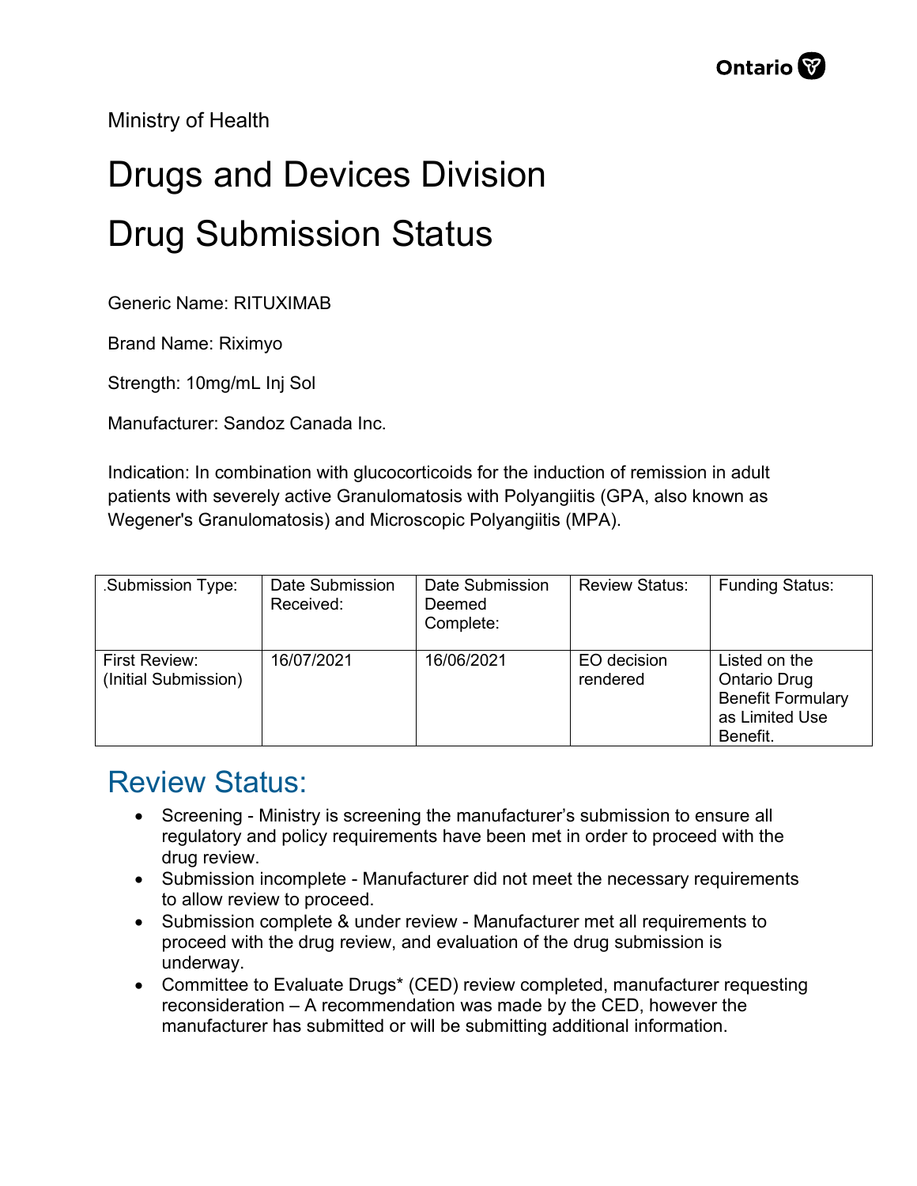Ministry of Health

# Drugs and Devices Division

# Drug Submission Status

Generic Name: RITUXIMAB

Brand Name: Riximyo

Strength: 10mg/mL Inj Sol

Manufacturer: Sandoz Canada Inc.

Indication: In combination with glucocorticoids for the induction of remission in adult patients with severely active Granulomatosis with Polyangiitis (GPA, also known as Wegener's Granulomatosis) and Microscopic Polyangiitis (MPA).

| .Submission Type: | Date Submission Received: | Date Submission Deemed Complete: | Review Status: | Funding Status: |
|---|---|---|---|---|
| First Review: (Initial Submission) | 16/07/2021 | 16/06/2021 | EO decision rendered | Listed on the Ontario Drug Benefit Formulary as Limited Use Benefit. |

## Review Status:

- Screening - Ministry is screening the manufacturer's submission to ensure all regulatory and policy requirements have been met in order to proceed with the drug review.
- Submission incomplete - Manufacturer did not meet the necessary requirements to allow review to proceed.
- Submission complete & under review - Manufacturer met all requirements to proceed with the drug review, and evaluation of the drug submission is underway.
- Committee to Evaluate Drugs* (CED) review completed, manufacturer requesting reconsideration – A recommendation was made by the CED, however the manufacturer has submitted or will be submitting additional information.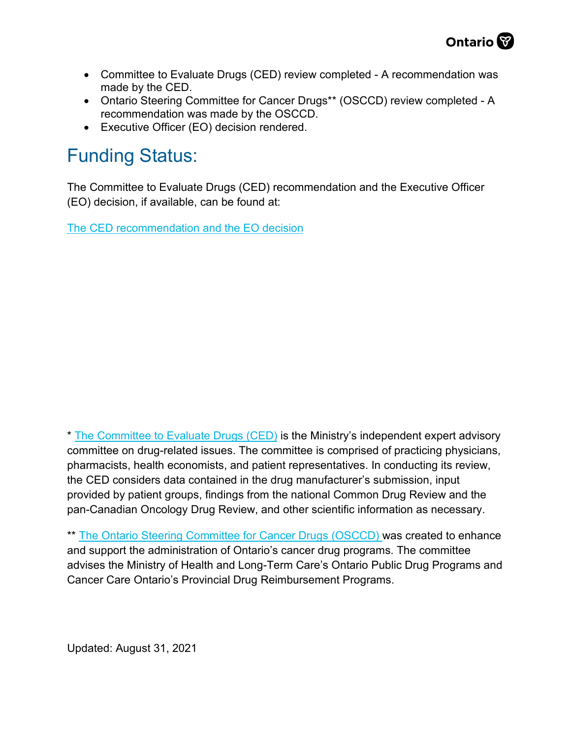- Committee to Evaluate Drugs (CED) review completed - A recommendation was made by the CED.
- Ontario Steering Committee for Cancer Drugs** (OSCCD) review completed - A recommendation was made by the OSCCD.
- Executive Officer (EO) decision rendered.

# Funding Status:

The Committee to Evaluate Drugs (CED) recommendation and the Executive Officer (EO) decision, if available, can be found at:

[The CED recommendation and the EO decision]()

* [The Committee to Evaluate Drugs (CED)]() is the Ministry's independent expert advisory committee on drug-related issues. The committee is comprised of practicing physicians, pharmacists, health economists, and patient representatives. In conducting its review, the CED considers data contained in the drug manufacturer's submission, input provided by patient groups, findings from the national Common Drug Review and the pan-Canadian Oncology Drug Review, and other scientific information as necessary.

** [The Ontario Steering Committee for Cancer Drugs (OSCCD)]() was created to enhance and support the administration of Ontario's cancer drug programs. The committee advises the Ministry of Health and Long-Term Care's Ontario Public Drug Programs and Cancer Care Ontario's Provincial Drug Reimbursement Programs.

Updated: August 31, 2021